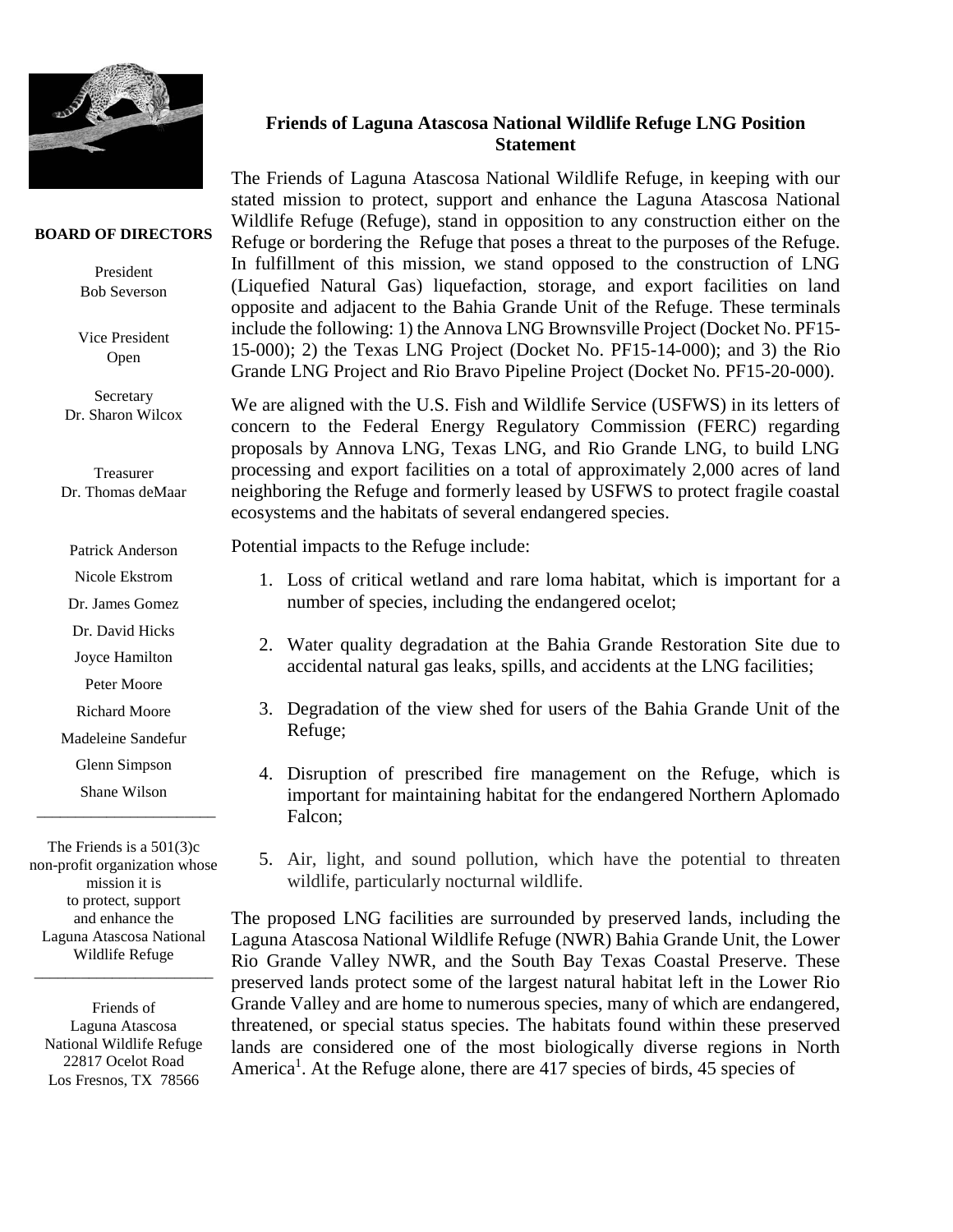**BOARD OF DIRECTORS**

President
Bob Severson

Vice President
Open

Secretary
Dr. Sharon Wilcox

Treasurer
Dr. Thomas deMaar

Patrick Anderson
Nicole Ekstrom
Dr. James Gomez
Dr. David Hicks
Joyce Hamilton
Peter Moore
Richard Moore
Madeleine Sandefur
Glenn Simpson
Shane Wilson

---

The Friends is a 501(3)c non-profit organization whose mission it is to protect, support and enhance the Laguna Atascosa National Wildlife Refuge

---

Friends of Laguna Atascosa National Wildlife Refuge
22817 Ocelot Road
Los Fresnos, TX 78566

# Friends of Laguna Atascosa National Wildlife Refuge LNG Position Statement

The Friends of Laguna Atascosa National Wildlife Refuge, in keeping with our stated mission to protect, support and enhance the Laguna Atascosa National Wildlife Refuge (Refuge), stand in opposition to any construction either on the Refuge or bordering the Refuge that poses a threat to the purposes of the Refuge. In fulfillment of this mission, we stand opposed to the construction of LNG (Liquefied Natural Gas) liquefaction, storage, and export facilities on land opposite and adjacent to the Bahia Grande Unit of the Refuge. These terminals include the following: 1) the Annova LNG Brownsville Project (Docket No. PF15-15-000); 2) the Texas LNG Project (Docket No. PF15-14-000); and 3) the Rio Grande LNG Project and Rio Bravo Pipeline Project (Docket No. PF15-20-000).

We are aligned with the U.S. Fish and Wildlife Service (USFWS) in its letters of concern to the Federal Energy Regulatory Commission (FERC) regarding proposals by Annova LNG, Texas LNG, and Rio Grande LNG, to build LNG processing and export facilities on a total of approximately 2,000 acres of land neighboring the Refuge and formerly leased by USFWS to protect fragile coastal ecosystems and the habitats of several endangered species.

Potential impacts to the Refuge include:

1. Loss of critical wetland and rare loma habitat, which is important for a number of species, including the endangered ocelot;
2. Water quality degradation at the Bahia Grande Restoration Site due to accidental natural gas leaks, spills, and accidents at the LNG facilities;
3. Degradation of the view shed for users of the Bahia Grande Unit of the Refuge;
4. Disruption of prescribed fire management on the Refuge, which is important for maintaining habitat for the endangered Northern Aplomado Falcon;
5. Air, light, and sound pollution, which have the potential to threaten wildlife, particularly nocturnal wildlife.

The proposed LNG facilities are surrounded by preserved lands, including the Laguna Atascosa National Wildlife Refuge (NWR) Bahia Grande Unit, the Lower Rio Grande Valley NWR, and the South Bay Texas Coastal Preserve. These preserved lands protect some of the largest natural habitat left in the Lower Rio Grande Valley and are home to numerous species, many of which are endangered, threatened, or special status species. The habitats found within these preserved lands are considered one of the most biologically diverse regions in North America[1]. At the Refuge alone, there are 417 species of birds, 45 species of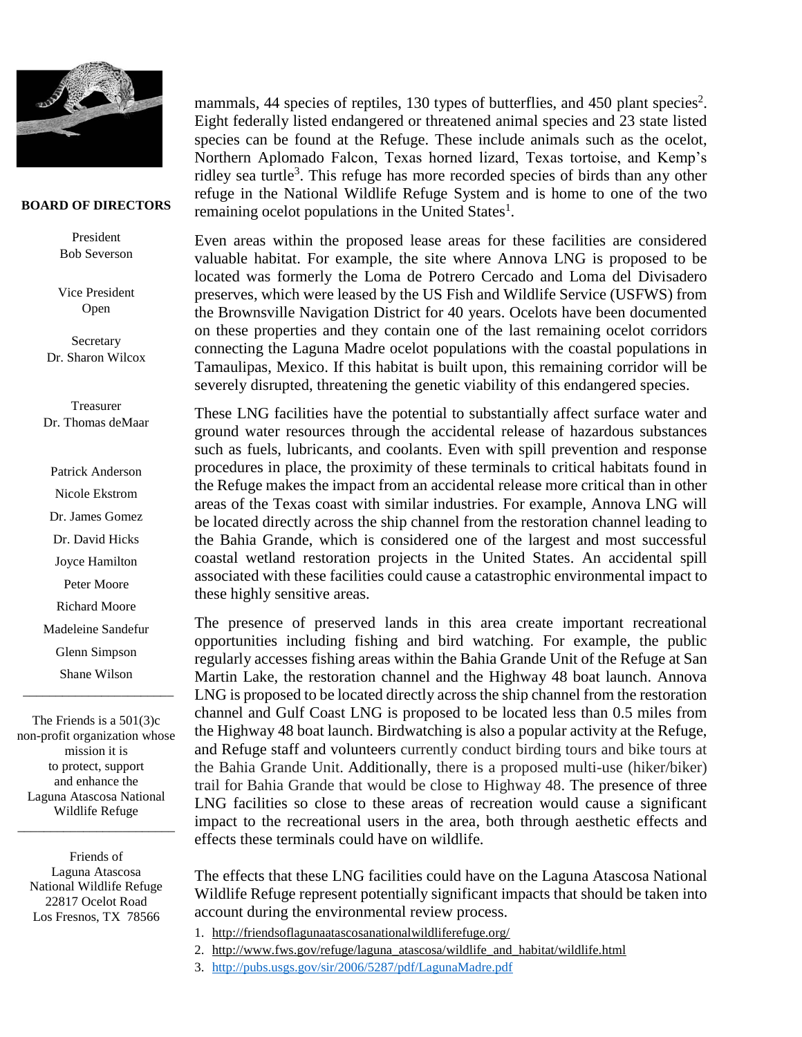**BOARD OF DIRECTORS**

President
Bob Severson

Vice President
Open

Secretary
Dr. Sharon Wilcox

Treasurer
Dr. Thomas deMaar

Patrick Anderson
Nicole Ekstrom
Dr. James Gomez
Dr. David Hicks
Joyce Hamilton
Peter Moore
Richard Moore
Madeleine Sandefur
Glenn Simpson
Shane Wilson

---

The Friends is a 501(3)c non-profit organization whose mission it is to protect, support and enhance the Laguna Atascosa National Wildlife Refuge

---

Friends of
Laguna Atascosa
National Wildlife Refuge
22817 Ocelot Road
Los Fresnos, TX 78566

mammals, 44 species of reptiles, 130 types of butterflies, and 450 plant species[2]. Eight federally listed endangered or threatened animal species and 23 state listed species can be found at the Refuge. These include animals such as the ocelot, Northern Aplomado Falcon, Texas horned lizard, Texas tortoise, and Kemp's ridley sea turtle[3]. This refuge has more recorded species of birds than any other refuge in the National Wildlife Refuge System and is home to one of the two remaining ocelot populations in the United States[1].

Even areas within the proposed lease areas for these facilities are considered valuable habitat. For example, the site where Annova LNG is proposed to be located was formerly the Loma de Potrero Cercado and Loma del Divisadero preserves, which were leased by the US Fish and Wildlife Service (USFWS) from the Brownsville Navigation District for 40 years. Ocelots have been documented on these properties and they contain one of the last remaining ocelot corridors connecting the Laguna Madre ocelot populations with the coastal populations in Tamaulipas, Mexico. If this habitat is built upon, this remaining corridor will be severely disrupted, threatening the genetic viability of this endangered species.

These LNG facilities have the potential to substantially affect surface water and ground water resources through the accidental release of hazardous substances such as fuels, lubricants, and coolants. Even with spill prevention and response procedures in place, the proximity of these terminals to critical habitats found in the Refuge makes the impact from an accidental release more critical than in other areas of the Texas coast with similar industries. For example, Annova LNG will be located directly across the ship channel from the restoration channel leading to the Bahia Grande, which is considered one of the largest and most successful coastal wetland restoration projects in the United States. An accidental spill associated with these facilities could cause a catastrophic environmental impact to these highly sensitive areas.

The presence of preserved lands in this area create important recreational opportunities including fishing and bird watching. For example, the public regularly accesses fishing areas within the Bahia Grande Unit of the Refuge at San Martin Lake, the restoration channel and the Highway 48 boat launch. Annova LNG is proposed to be located directly across the ship channel from the restoration channel and Gulf Coast LNG is proposed to be located less than 0.5 miles from the Highway 48 boat launch. Birdwatching is also a popular activity at the Refuge, and Refuge staff and volunteers currently conduct birding tours and bike tours at the Bahia Grande Unit. Additionally, there is a proposed multi-use (hiker/biker) trail for Bahia Grande that would be close to Highway 48. The presence of three LNG facilities so close to these areas of recreation would cause a significant impact to the recreational users in the area, both through aesthetic effects and effects these terminals could have on wildlife.

The effects that these LNG facilities could have on the Laguna Atascosa National Wildlife Refuge represent potentially significant impacts that should be taken into account during the environmental review process.

1. http://friendsoflagunaatascosanationalwildliferefuge.org/
2. http://www.fws.gov/refuge/laguna_atascosa/wildlife_and_habitat/wildlife.html
3. http://pubs.usgs.gov/sir/2006/5287/pdf/LagunaMadre.pdf